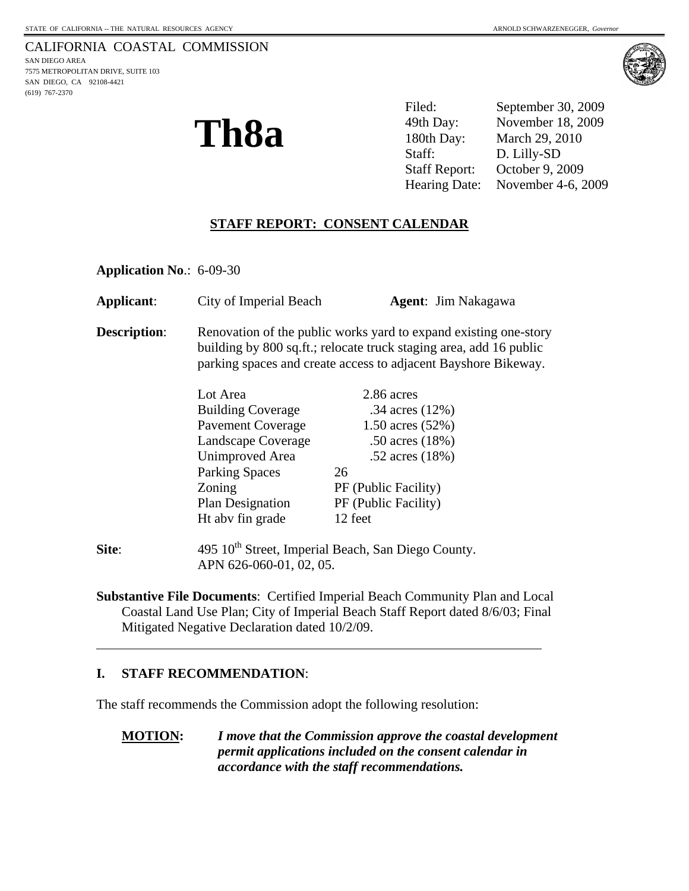STATE OF CALIFORNIA -- THE NATURAL RESOURCES AGENCY — ARNOLD SCHWARZENEGGER, *Governor*

CALIFORNIA COASTAL COMMISSION
SAN DIEGO AREA
7575 METROPOLITAN DRIVE, SUITE 103
SAN DIEGO, CA 92108-4421
(619) 767-2370

# Th8a

| | |
|---|---|
| Filed: | September 30, 2009 |
| 49th Day: | November 18, 2009 |
| 180th Day: | March 29, 2010 |
| Staff: | D. Lilly-SD |
| Staff Report: | October 9, 2009 |
| Hearing Date: | November 4-6, 2009 |

## STAFF REPORT: CONSENT CALENDAR

**Application No**.: 6-09-30

**Applicant**: City of Imperial Beach **Agent**: Jim Nakagawa

**Description**: Renovation of the public works yard to expand existing one-story building by 800 sq.ft.; relocate truck staging area, add 16 public parking spaces and create access to adjacent Bayshore Bikeway.

| | |
|---|---|
| Lot Area | 2.86 acres |
| Building Coverage | .34 acres (12%) |
| Pavement Coverage | 1.50 acres (52%) |
| Landscape Coverage | .50 acres (18%) |
| Unimproved Area | .52 acres (18%) |
| Parking Spaces | 26 |
| Zoning | PF (Public Facility) |
| Plan Designation | PF (Public Facility) |
| Ht abv fin grade | 12 feet |

**Site**: 495 10th Street, Imperial Beach, San Diego County. APN 626-060-01, 02, 05.

**Substantive File Documents**: Certified Imperial Beach Community Plan and Local Coastal Land Use Plan; City of Imperial Beach Staff Report dated 8/6/03; Final Mitigated Negative Declaration dated 10/2/09.

---

## I. STAFF RECOMMENDATION:

The staff recommends the Commission adopt the following resolution:

**MOTION:** ***I move that the Commission approve the coastal development permit applications included on the consent calendar in accordance with the staff recommendations.***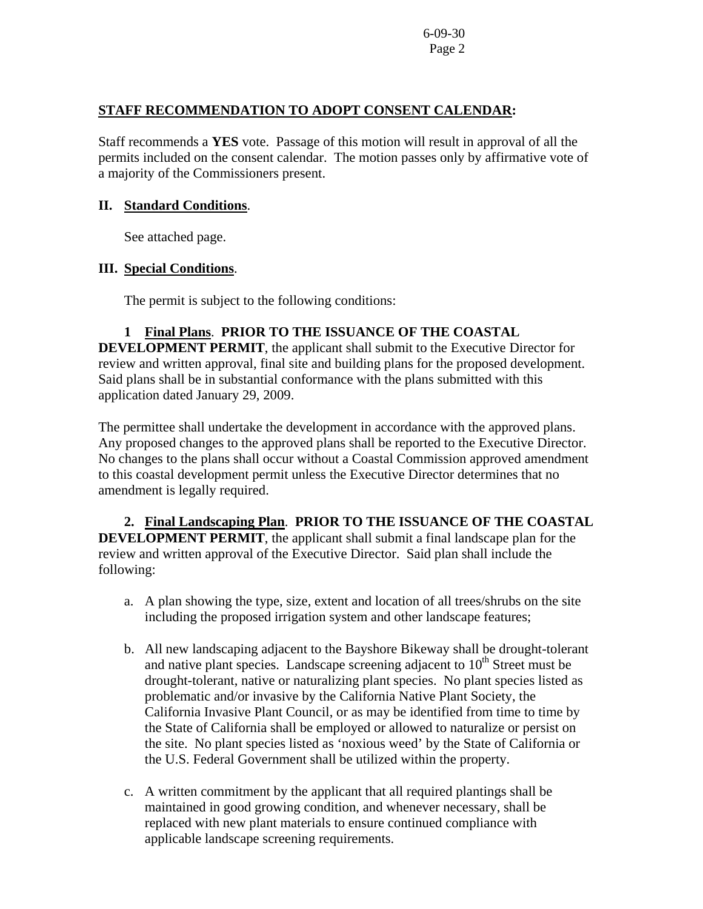**STAFF RECOMMENDATION TO ADOPT CONSENT CALENDAR:**

Staff recommends a **YES** vote. Passage of this motion will result in approval of all the permits included on the consent calendar. The motion passes only by affirmative vote of a majority of the Commissioners present.

**II. Standard Conditions**.

See attached page.

**III. Special Conditions**.

The permit is subject to the following conditions:

**1 Final Plans**. **PRIOR TO THE ISSUANCE OF THE COASTAL DEVELOPMENT PERMIT**, the applicant shall submit to the Executive Director for review and written approval, final site and building plans for the proposed development. Said plans shall be in substantial conformance with the plans submitted with this application dated January 29, 2009.

The permittee shall undertake the development in accordance with the approved plans. Any proposed changes to the approved plans shall be reported to the Executive Director. No changes to the plans shall occur without a Coastal Commission approved amendment to this coastal development permit unless the Executive Director determines that no amendment is legally required.

**2. Final Landscaping Plan**. **PRIOR TO THE ISSUANCE OF THE COASTAL DEVELOPMENT PERMIT**, the applicant shall submit a final landscape plan for the review and written approval of the Executive Director. Said plan shall include the following:

a. A plan showing the type, size, extent and location of all trees/shrubs on the site including the proposed irrigation system and other landscape features;

b. All new landscaping adjacent to the Bayshore Bikeway shall be drought-tolerant and native plant species. Landscape screening adjacent to 10th Street must be drought-tolerant, native or naturalizing plant species. No plant species listed as problematic and/or invasive by the California Native Plant Society, the California Invasive Plant Council, or as may be identified from time to time by the State of California shall be employed or allowed to naturalize or persist on the site. No plant species listed as 'noxious weed' by the State of California or the U.S. Federal Government shall be utilized within the property.

c. A written commitment by the applicant that all required plantings shall be maintained in good growing condition, and whenever necessary, shall be replaced with new plant materials to ensure continued compliance with applicable landscape screening requirements.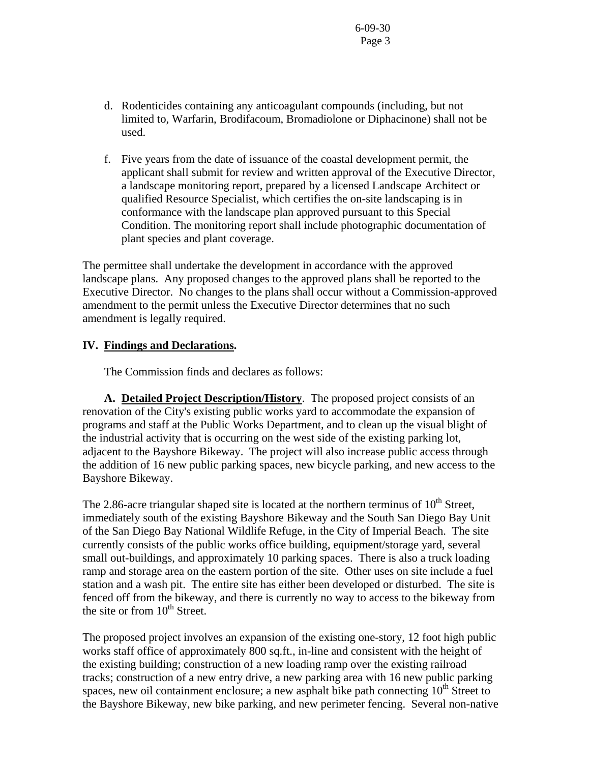d. Rodenticides containing any anticoagulant compounds (including, but not limited to, Warfarin, Brodifacoum, Bromadiolone or Diphacinone) shall not be used.

f. Five years from the date of issuance of the coastal development permit, the applicant shall submit for review and written approval of the Executive Director, a landscape monitoring report, prepared by a licensed Landscape Architect or qualified Resource Specialist, which certifies the on-site landscaping is in conformance with the landscape plan approved pursuant to this Special Condition. The monitoring report shall include photographic documentation of plant species and plant coverage.

The permittee shall undertake the development in accordance with the approved landscape plans. Any proposed changes to the approved plans shall be reported to the Executive Director. No changes to the plans shall occur without a Commission-approved amendment to the permit unless the Executive Director determines that no such amendment is legally required.

## IV. **Findings and Declarations.**

The Commission finds and declares as follows:

**A. Detailed Project Description/History**. The proposed project consists of an renovation of the City's existing public works yard to accommodate the expansion of programs and staff at the Public Works Department, and to clean up the visual blight of the industrial activity that is occurring on the west side of the existing parking lot, adjacent to the Bayshore Bikeway. The project will also increase public access through the addition of 16 new public parking spaces, new bicycle parking, and new access to the Bayshore Bikeway.

The 2.86-acre triangular shaped site is located at the northern terminus of 10th Street, immediately south of the existing Bayshore Bikeway and the South San Diego Bay Unit of the San Diego Bay National Wildlife Refuge, in the City of Imperial Beach. The site currently consists of the public works office building, equipment/storage yard, several small out-buildings, and approximately 10 parking spaces. There is also a truck loading ramp and storage area on the eastern portion of the site. Other uses on site include a fuel station and a wash pit. The entire site has either been developed or disturbed. The site is fenced off from the bikeway, and there is currently no way to access to the bikeway from the site or from 10th Street.

The proposed project involves an expansion of the existing one-story, 12 foot high public works staff office of approximately 800 sq.ft., in-line and consistent with the height of the existing building; construction of a new loading ramp over the existing railroad tracks; construction of a new entry drive, a new parking area with 16 new public parking spaces, new oil containment enclosure; a new asphalt bike path connecting 10th Street to the Bayshore Bikeway, new bike parking, and new perimeter fencing. Several non-native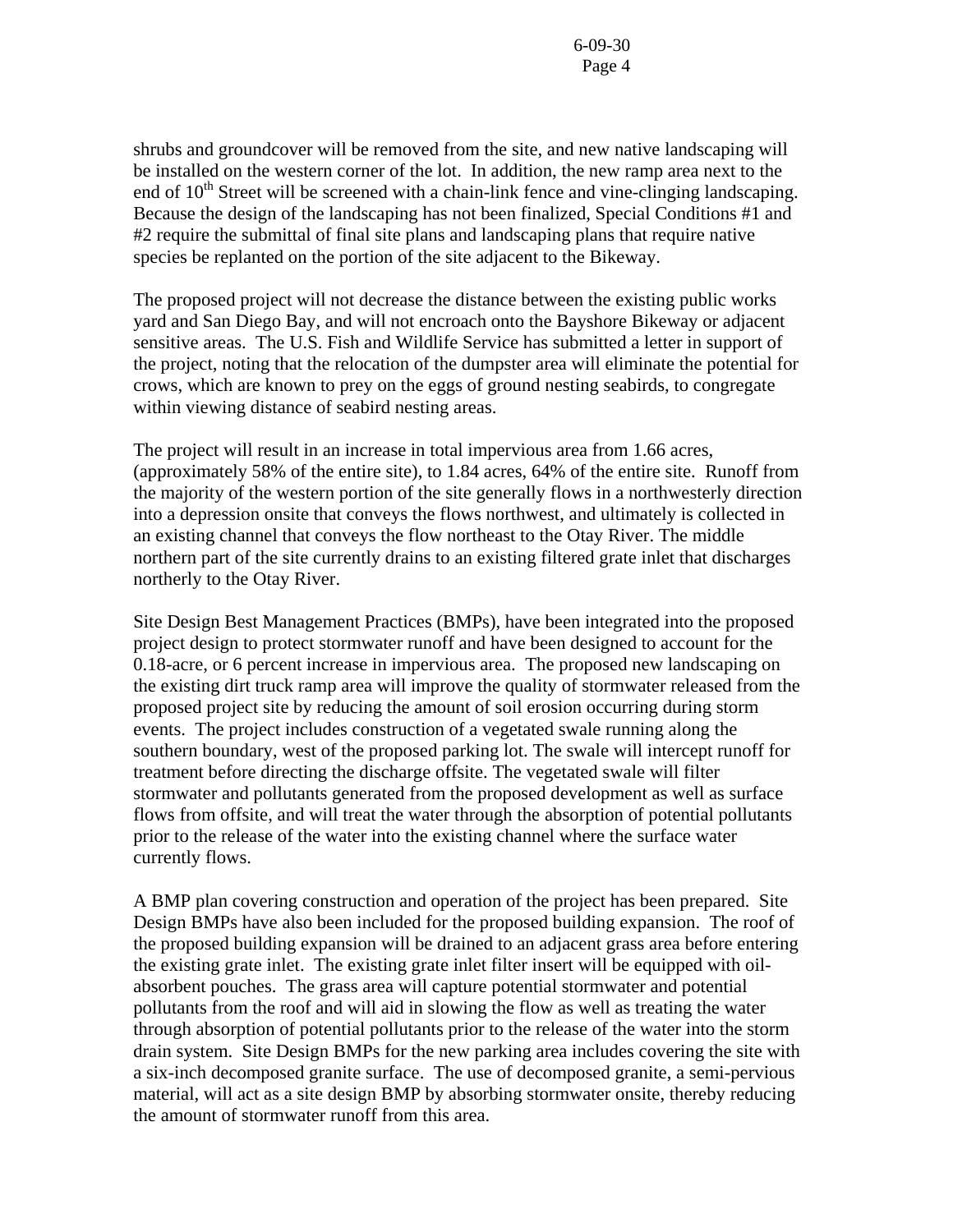shrubs and groundcover will be removed from the site, and new native landscaping will be installed on the western corner of the lot. In addition, the new ramp area next to the end of 10th Street will be screened with a chain-link fence and vine-clinging landscaping. Because the design of the landscaping has not been finalized, Special Conditions #1 and #2 require the submittal of final site plans and landscaping plans that require native species be replanted on the portion of the site adjacent to the Bikeway.

The proposed project will not decrease the distance between the existing public works yard and San Diego Bay, and will not encroach onto the Bayshore Bikeway or adjacent sensitive areas. The U.S. Fish and Wildlife Service has submitted a letter in support of the project, noting that the relocation of the dumpster area will eliminate the potential for crows, which are known to prey on the eggs of ground nesting seabirds, to congregate within viewing distance of seabird nesting areas.

The project will result in an increase in total impervious area from 1.66 acres, (approximately 58% of the entire site), to 1.84 acres, 64% of the entire site. Runoff from the majority of the western portion of the site generally flows in a northwesterly direction into a depression onsite that conveys the flows northwest, and ultimately is collected in an existing channel that conveys the flow northeast to the Otay River. The middle northern part of the site currently drains to an existing filtered grate inlet that discharges northerly to the Otay River.

Site Design Best Management Practices (BMPs), have been integrated into the proposed project design to protect stormwater runoff and have been designed to account for the 0.18-acre, or 6 percent increase in impervious area. The proposed new landscaping on the existing dirt truck ramp area will improve the quality of stormwater released from the proposed project site by reducing the amount of soil erosion occurring during storm events. The project includes construction of a vegetated swale running along the southern boundary, west of the proposed parking lot. The swale will intercept runoff for treatment before directing the discharge offsite. The vegetated swale will filter stormwater and pollutants generated from the proposed development as well as surface flows from offsite, and will treat the water through the absorption of potential pollutants prior to the release of the water into the existing channel where the surface water currently flows.

A BMP plan covering construction and operation of the project has been prepared. Site Design BMPs have also been included for the proposed building expansion. The roof of the proposed building expansion will be drained to an adjacent grass area before entering the existing grate inlet. The existing grate inlet filter insert will be equipped with oil-absorbent pouches. The grass area will capture potential stormwater and potential pollutants from the roof and will aid in slowing the flow as well as treating the water through absorption of potential pollutants prior to the release of the water into the storm drain system. Site Design BMPs for the new parking area includes covering the site with a six-inch decomposed granite surface. The use of decomposed granite, a semi-pervious material, will act as a site design BMP by absorbing stormwater onsite, thereby reducing the amount of stormwater runoff from this area.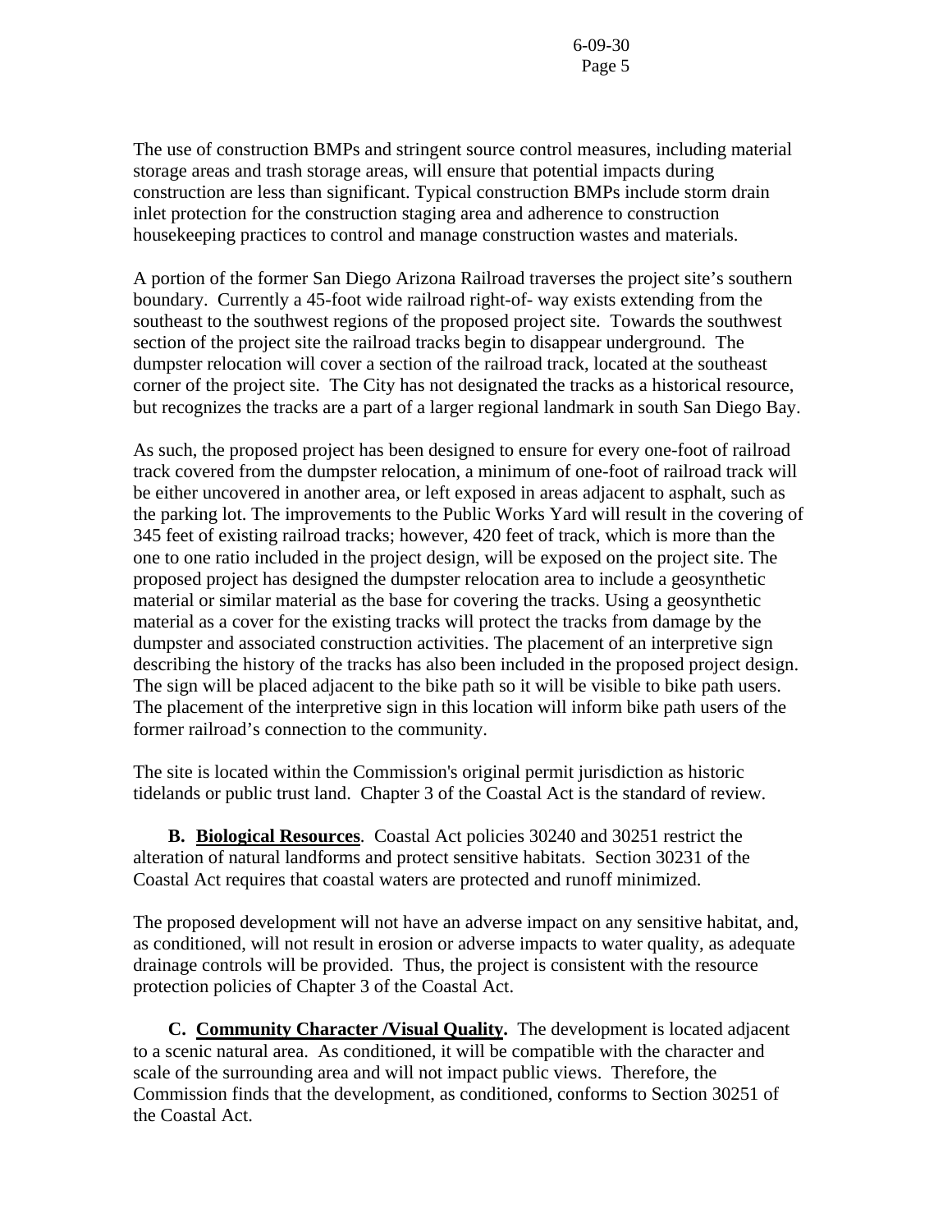The use of construction BMPs and stringent source control measures, including material storage areas and trash storage areas, will ensure that potential impacts during construction are less than significant. Typical construction BMPs include storm drain inlet protection for the construction staging area and adherence to construction housekeeping practices to control and manage construction wastes and materials.

A portion of the former San Diego Arizona Railroad traverses the project site's southern boundary. Currently a 45-foot wide railroad right-of- way exists extending from the southeast to the southwest regions of the proposed project site. Towards the southwest section of the project site the railroad tracks begin to disappear underground. The dumpster relocation will cover a section of the railroad track, located at the southeast corner of the project site. The City has not designated the tracks as a historical resource, but recognizes the tracks are a part of a larger regional landmark in south San Diego Bay.

As such, the proposed project has been designed to ensure for every one-foot of railroad track covered from the dumpster relocation, a minimum of one-foot of railroad track will be either uncovered in another area, or left exposed in areas adjacent to asphalt, such as the parking lot. The improvements to the Public Works Yard will result in the covering of 345 feet of existing railroad tracks; however, 420 feet of track, which is more than the one to one ratio included in the project design, will be exposed on the project site. The proposed project has designed the dumpster relocation area to include a geosynthetic material or similar material as the base for covering the tracks. Using a geosynthetic material as a cover for the existing tracks will protect the tracks from damage by the dumpster and associated construction activities. The placement of an interpretive sign describing the history of the tracks has also been included in the proposed project design. The sign will be placed adjacent to the bike path so it will be visible to bike path users. The placement of the interpretive sign in this location will inform bike path users of the former railroad's connection to the community.

The site is located within the Commission's original permit jurisdiction as historic tidelands or public trust land. Chapter 3 of the Coastal Act is the standard of review.

**B. Biological Resources**. Coastal Act policies 30240 and 30251 restrict the alteration of natural landforms and protect sensitive habitats. Section 30231 of the Coastal Act requires that coastal waters are protected and runoff minimized.

The proposed development will not have an adverse impact on any sensitive habitat, and, as conditioned, will not result in erosion or adverse impacts to water quality, as adequate drainage controls will be provided. Thus, the project is consistent with the resource protection policies of Chapter 3 of the Coastal Act.

**C. Community Character /Visual Quality.** The development is located adjacent to a scenic natural area. As conditioned, it will be compatible with the character and scale of the surrounding area and will not impact public views. Therefore, the Commission finds that the development, as conditioned, conforms to Section 30251 of the Coastal Act.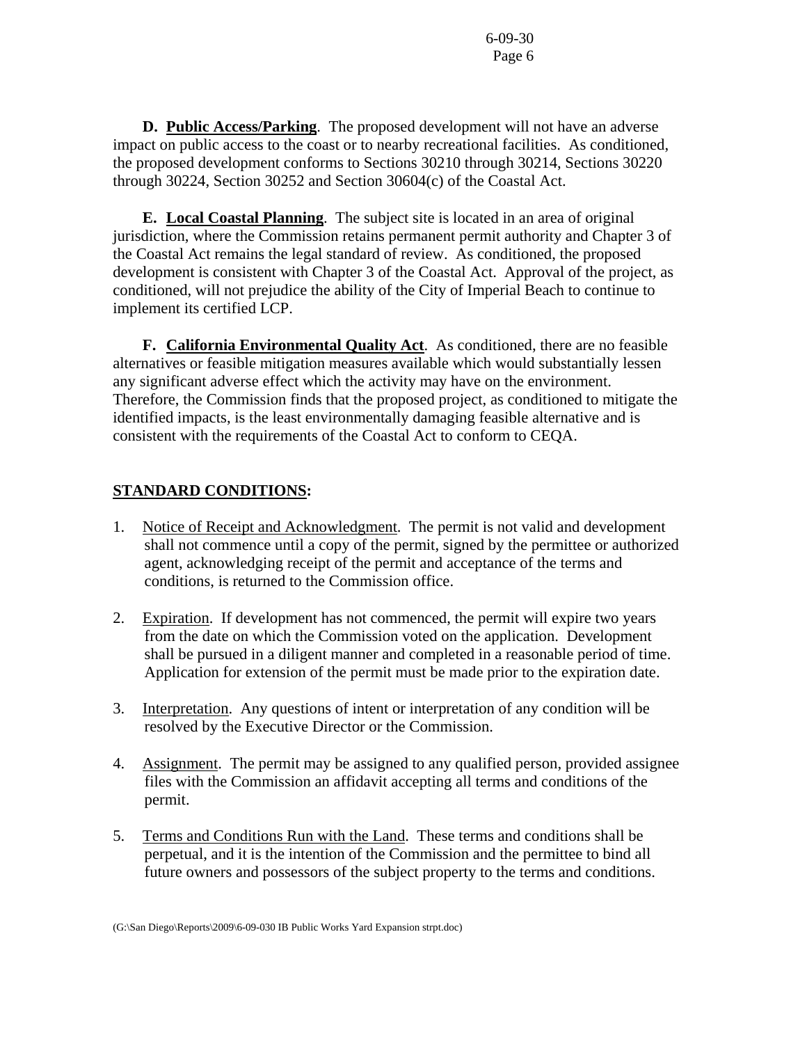**D. Public Access/Parking**. The proposed development will not have an adverse impact on public access to the coast or to nearby recreational facilities. As conditioned, the proposed development conforms to Sections 30210 through 30214, Sections 30220 through 30224, Section 30252 and Section 30604(c) of the Coastal Act.

**E. Local Coastal Planning**. The subject site is located in an area of original jurisdiction, where the Commission retains permanent permit authority and Chapter 3 of the Coastal Act remains the legal standard of review. As conditioned, the proposed development is consistent with Chapter 3 of the Coastal Act. Approval of the project, as conditioned, will not prejudice the ability of the City of Imperial Beach to continue to implement its certified LCP.

**F. California Environmental Quality Act**. As conditioned, there are no feasible alternatives or feasible mitigation measures available which would substantially lessen any significant adverse effect which the activity may have on the environment. Therefore, the Commission finds that the proposed project, as conditioned to mitigate the identified impacts, is the least environmentally damaging feasible alternative and is consistent with the requirements of the Coastal Act to conform to CEQA.

## STANDARD CONDITIONS:

1. Notice of Receipt and Acknowledgment. The permit is not valid and development shall not commence until a copy of the permit, signed by the permittee or authorized agent, acknowledging receipt of the permit and acceptance of the terms and conditions, is returned to the Commission office.

2. Expiration. If development has not commenced, the permit will expire two years from the date on which the Commission voted on the application. Development shall be pursued in a diligent manner and completed in a reasonable period of time. Application for extension of the permit must be made prior to the expiration date.

3. Interpretation. Any questions of intent or interpretation of any condition will be resolved by the Executive Director or the Commission.

4. Assignment. The permit may be assigned to any qualified person, provided assignee files with the Commission an affidavit accepting all terms and conditions of the permit.

5. Terms and Conditions Run with the Land. These terms and conditions shall be perpetual, and it is the intention of the Commission and the permittee to bind all future owners and possessors of the subject property to the terms and conditions.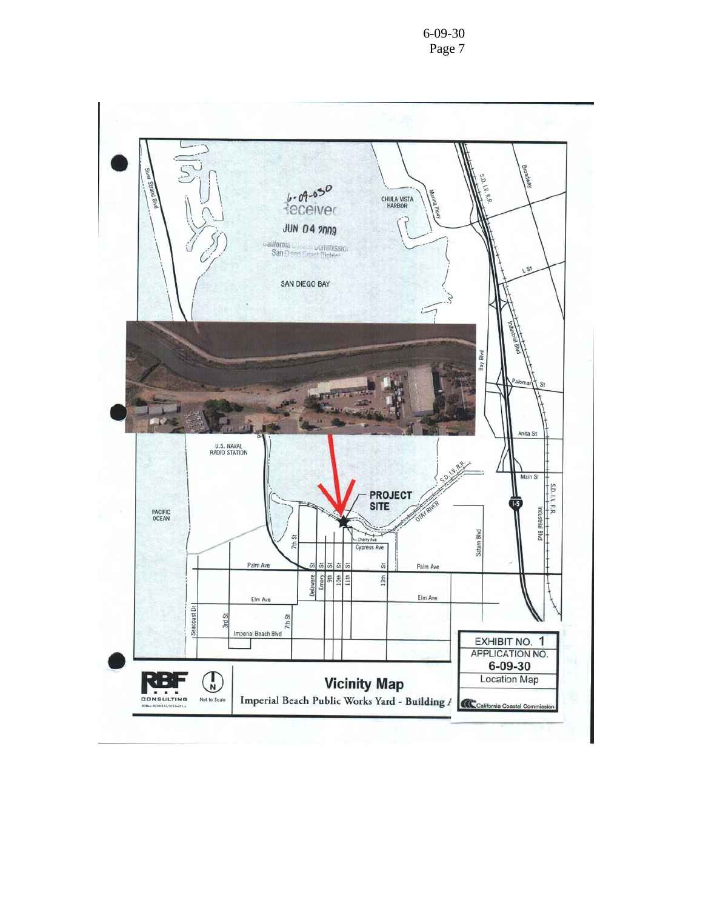6-09-030
Received
JUN 04 2009
California Coastal Commission
San Diego Coast District

SAN DIEGO BAY

CHULA VISTA HARBOR

PROJECT SITE

U.S. NAVAL RADIO STATION

PACIFIC OCEAN

OTAY RIVER

Silver Strand Blvd

Marina Pkwy

S.D. I.V. R.R.

Broadway

L St

Industrial Blvd

Bay Blvd

Palomar St

Anita St

Main St

I-5

Saturn Blvd

7th St

Cherry Ave

Cypress Ave

Palm Ave

Delaware St

Emory St

9th St

10th St

11th St

13th St

Elm Ave

Seacoast Dr

3rd St

Imperial Beach Blvd

EXHIBIT NO. 1
APPLICATION NO.
6-09-30
Location Map
California Coastal Commission

RBF CONSULTING

Not to Scale

## Vicinity Map

Imperial Beach Public Works Yard - Building A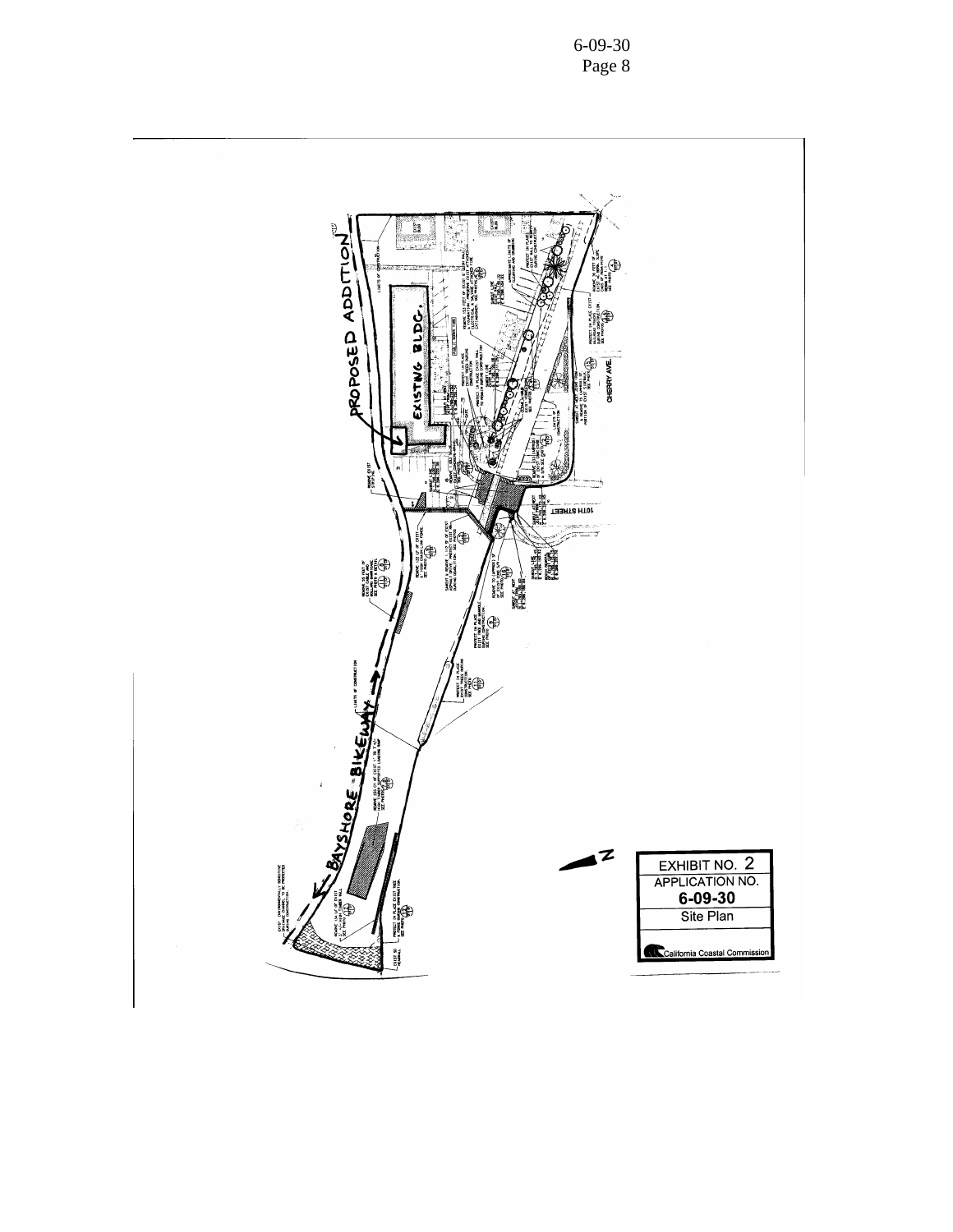PROPOSED ADDITION

EXISTING BLDG.

BAYSHORE BIKEWAY

CHERRY AVE.

10TH STREET

N

EXHIBIT NO. 2

APPLICATION NO.

**6-09-30**

Site Plan

California Coastal Commission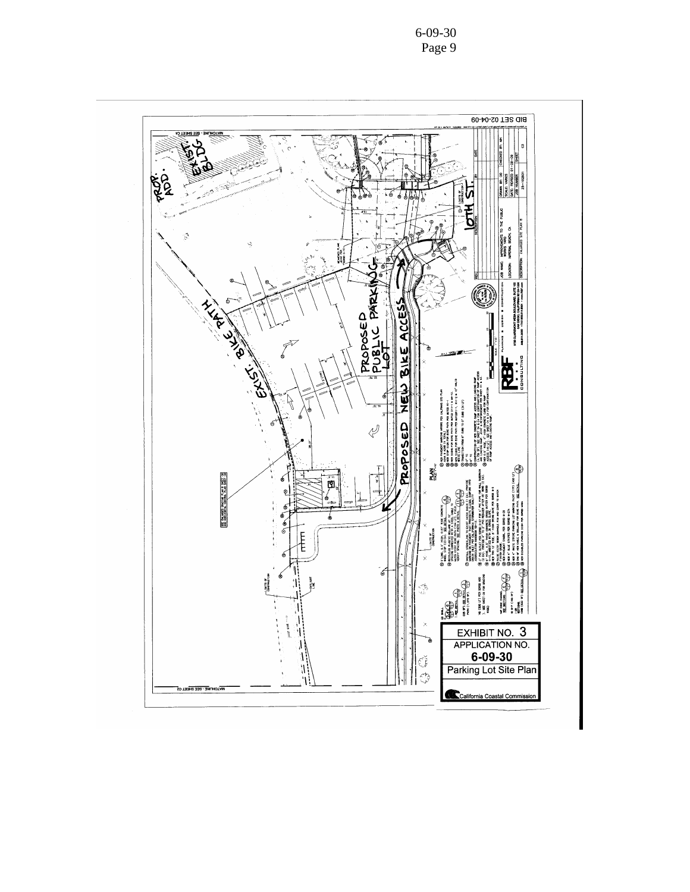EXIST. BIKE PATH

PROPOSED PUBLIC PARKING LOT

PROPOSED NEW BIKE ACCESS

PROP. ADD.

EXIST. BLDG

10TH ST.

BID SET 02-04-09

EXHIBIT NO. 3

APPLICATION NO.

6-09-30

Parking Lot Site Plan

California Coastal Commission